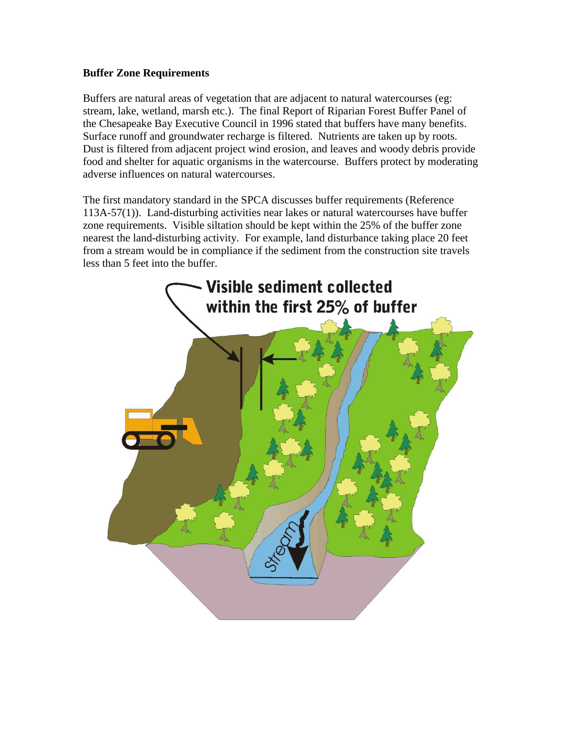**Buffer Zone Requirements**

Buffers are natural areas of vegetation that are adjacent to natural watercourses (eg: stream, lake, wetland, marsh etc.). The final Report of Riparian Forest Buffer Panel of the Chesapeake Bay Executive Council in 1996 stated that buffers have many benefits. Surface runoff and groundwater recharge is filtered. Nutrients are taken up by roots. Dust is filtered from adjacent project wind erosion, and leaves and woody debris provide food and shelter for aquatic organisms in the watercourse. Buffers protect by moderating adverse influences on natural watercourses.

The first mandatory standard in the SPCA discusses buffer requirements (Reference 113A-57(1)). Land-disturbing activities near lakes or natural watercourses have buffer zone requirements. Visible siltation should be kept within the 25% of the buffer zone nearest the land-disturbing activity. For example, land disturbance taking place 20 feet from a stream would be in compliance if the sediment from the construction site travels less than 5 feet into the buffer.

Visible sediment collected within the first 25% of buffer

Stream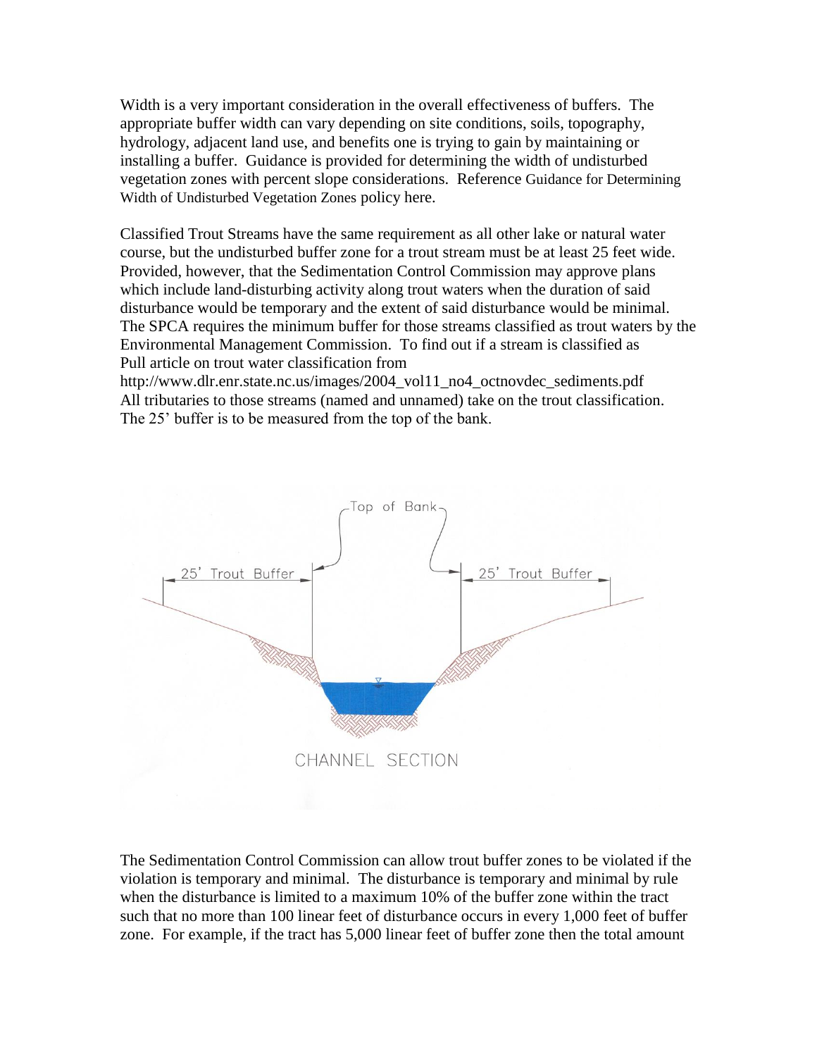Width is a very important consideration in the overall effectiveness of buffers. The appropriate buffer width can vary depending on site conditions, soils, topography, hydrology, adjacent land use, and benefits one is trying to gain by maintaining or installing a buffer. Guidance is provided for determining the width of undisturbed vegetation zones with percent slope considerations. Reference Guidance for Determining Width of Undisturbed Vegetation Zones policy here.

Classified Trout Streams have the same requirement as all other lake or natural water course, but the undisturbed buffer zone for a trout stream must be at least 25 feet wide. Provided, however, that the Sedimentation Control Commission may approve plans which include land-disturbing activity along trout waters when the duration of said disturbance would be temporary and the extent of said disturbance would be minimal. The SPCA requires the minimum buffer for those streams classified as trout waters by the Environmental Management Commission. To find out if a stream is classified as Pull article on trout water classification from http://www.dlr.enr.state.nc.us/images/2004_vol11_no4_octnovdec_sediments.pdf All tributaries to those streams (named and unnamed) take on the trout classification. The 25' buffer is to be measured from the top of the bank.

Top of Bank

25' Trout Buffer | 25' Trout Buffer

CHANNEL SECTION

The Sedimentation Control Commission can allow trout buffer zones to be violated if the violation is temporary and minimal. The disturbance is temporary and minimal by rule when the disturbance is limited to a maximum 10% of the buffer zone within the tract such that no more than 100 linear feet of disturbance occurs in every 1,000 feet of buffer zone. For example, if the tract has 5,000 linear feet of buffer zone then the total amount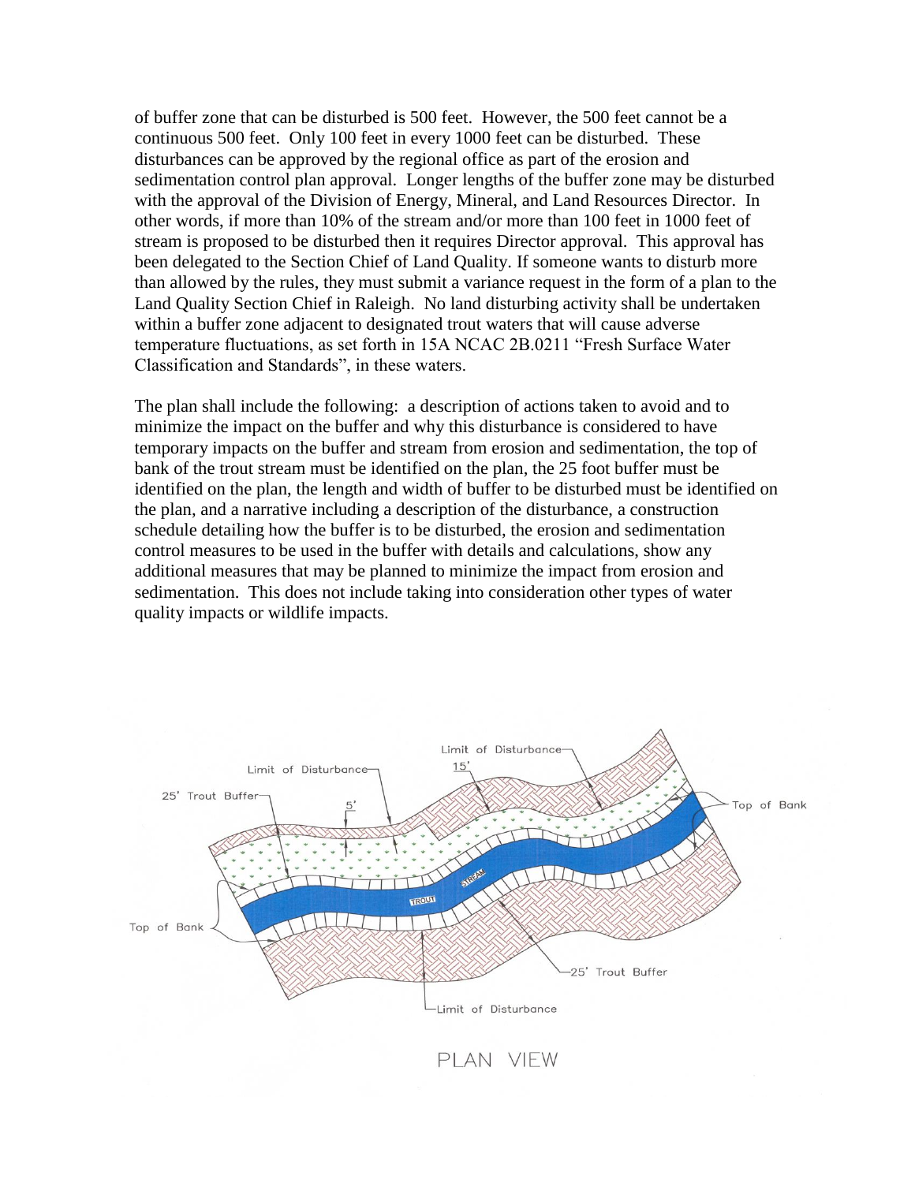of buffer zone that can be disturbed is 500 feet. However, the 500 feet cannot be a continuous 500 feet. Only 100 feet in every 1000 feet can be disturbed. These disturbances can be approved by the regional office as part of the erosion and sedimentation control plan approval. Longer lengths of the buffer zone may be disturbed with the approval of the Division of Energy, Mineral, and Land Resources Director. In other words, if more than 10% of the stream and/or more than 100 feet in 1000 feet of stream is proposed to be disturbed then it requires Director approval. This approval has been delegated to the Section Chief of Land Quality. If someone wants to disturb more than allowed by the rules, they must submit a variance request in the form of a plan to the Land Quality Section Chief in Raleigh. No land disturbing activity shall be undertaken within a buffer zone adjacent to designated trout waters that will cause adverse temperature fluctuations, as set forth in 15A NCAC 2B.0211 "Fresh Surface Water Classification and Standards", in these waters.

The plan shall include the following: a description of actions taken to avoid and to minimize the impact on the buffer and why this disturbance is considered to have temporary impacts on the buffer and stream from erosion and sedimentation, the top of bank of the trout stream must be identified on the plan, the 25 foot buffer must be identified on the plan, the length and width of buffer to be disturbed must be identified on the plan, and a narrative including a description of the disturbance, a construction schedule detailing how the buffer is to be disturbed, the erosion and sedimentation control measures to be used in the buffer with details and calculations, show any additional measures that may be planned to minimize the impact from erosion and sedimentation. This does not include taking into consideration other types of water quality impacts or wildlife impacts.

PLAN VIEW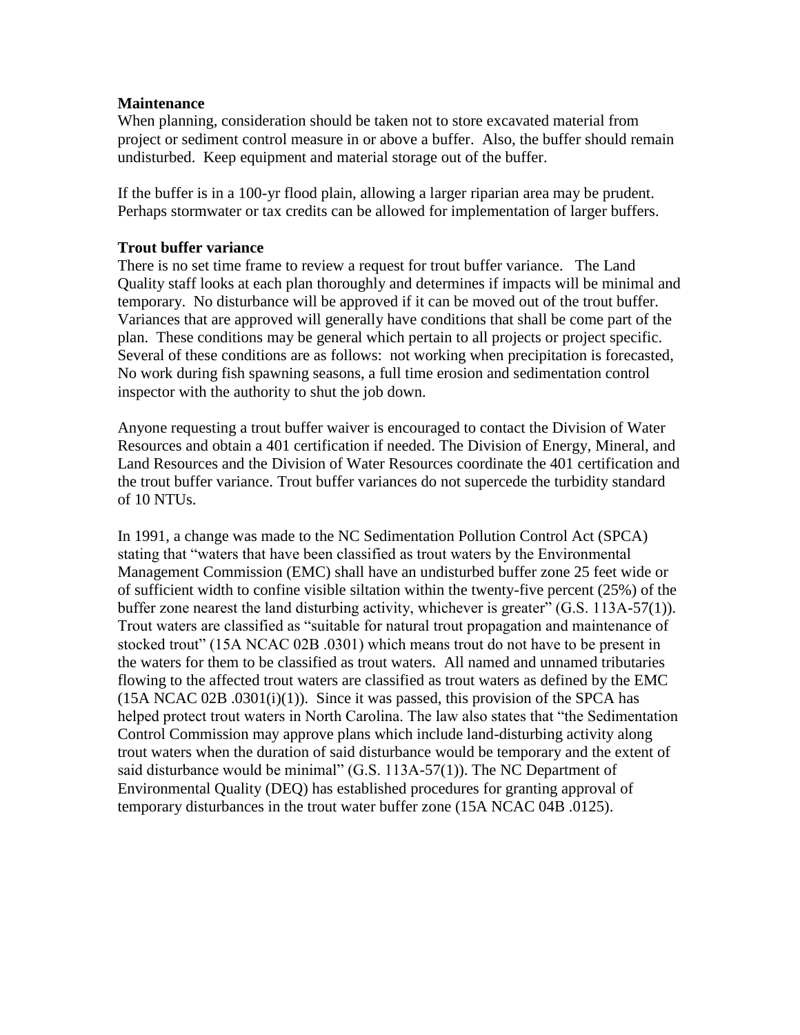**Maintenance**

When planning, consideration should be taken not to store excavated material from project or sediment control measure in or above a buffer. Also, the buffer should remain undisturbed. Keep equipment and material storage out of the buffer.

If the buffer is in a 100-yr flood plain, allowing a larger riparian area may be prudent. Perhaps stormwater or tax credits can be allowed for implementation of larger buffers.

**Trout buffer variance**

There is no set time frame to review a request for trout buffer variance. The Land Quality staff looks at each plan thoroughly and determines if impacts will be minimal and temporary. No disturbance will be approved if it can be moved out of the trout buffer. Variances that are approved will generally have conditions that shall be come part of the plan. These conditions may be general which pertain to all projects or project specific. Several of these conditions are as follows: not working when precipitation is forecasted, No work during fish spawning seasons, a full time erosion and sedimentation control inspector with the authority to shut the job down.

Anyone requesting a trout buffer waiver is encouraged to contact the Division of Water Resources and obtain a 401 certification if needed. The Division of Energy, Mineral, and Land Resources and the Division of Water Resources coordinate the 401 certification and the trout buffer variance. Trout buffer variances do not supercede the turbidity standard of 10 NTUs.

In 1991, a change was made to the NC Sedimentation Pollution Control Act (SPCA) stating that "waters that have been classified as trout waters by the Environmental Management Commission (EMC) shall have an undisturbed buffer zone 25 feet wide or of sufficient width to confine visible siltation within the twenty-five percent (25%) of the buffer zone nearest the land disturbing activity, whichever is greater" (G.S. 113A-57(1)). Trout waters are classified as "suitable for natural trout propagation and maintenance of stocked trout" (15A NCAC 02B .0301) which means trout do not have to be present in the waters for them to be classified as trout waters. All named and unnamed tributaries flowing to the affected trout waters are classified as trout waters as defined by the EMC (15A NCAC 02B .0301(i)(1)). Since it was passed, this provision of the SPCA has helped protect trout waters in North Carolina. The law also states that "the Sedimentation Control Commission may approve plans which include land-disturbing activity along trout waters when the duration of said disturbance would be temporary and the extent of said disturbance would be minimal" (G.S. 113A-57(1)). The NC Department of Environmental Quality (DEQ) has established procedures for granting approval of temporary disturbances in the trout water buffer zone (15A NCAC 04B .0125).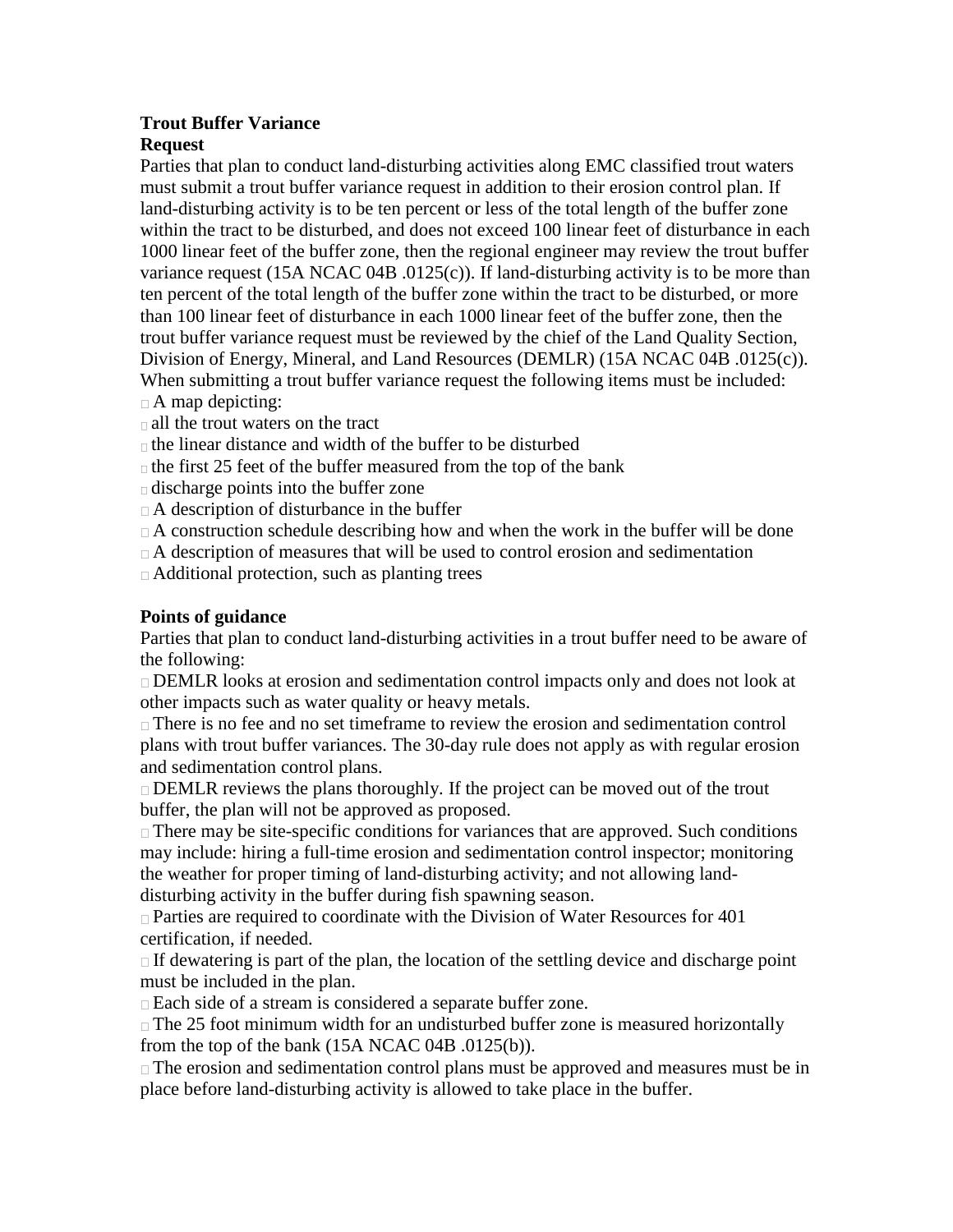**Trout Buffer Variance**

**Request**

Parties that plan to conduct land-disturbing activities along EMC classified trout waters must submit a trout buffer variance request in addition to their erosion control plan. If land-disturbing activity is to be ten percent or less of the total length of the buffer zone within the tract to be disturbed, and does not exceed 100 linear feet of disturbance in each 1000 linear feet of the buffer zone, then the regional engineer may review the trout buffer variance request (15A NCAC 04B .0125(c)). If land-disturbing activity is to be more than ten percent of the total length of the buffer zone within the tract to be disturbed, or more than 100 linear feet of disturbance in each 1000 linear feet of the buffer zone, then the trout buffer variance request must be reviewed by the chief of the Land Quality Section, Division of Energy, Mineral, and Land Resources (DEMLR) (15A NCAC 04B .0125(c)). When submitting a trout buffer variance request the following items must be included:

- A map depicting:
  - all the trout waters on the tract
  - the linear distance and width of the buffer to be disturbed
  - the first 25 feet of the buffer measured from the top of the bank
  - discharge points into the buffer zone
- A description of disturbance in the buffer
- A construction schedule describing how and when the work in the buffer will be done
- A description of measures that will be used to control erosion and sedimentation
- Additional protection, such as planting trees

**Points of guidance**

Parties that plan to conduct land-disturbing activities in a trout buffer need to be aware of the following:

- DEMLR looks at erosion and sedimentation control impacts only and does not look at other impacts such as water quality or heavy metals.
- There is no fee and no set timeframe to review the erosion and sedimentation control plans with trout buffer variances. The 30-day rule does not apply as with regular erosion and sedimentation control plans.
- DEMLR reviews the plans thoroughly. If the project can be moved out of the trout buffer, the plan will not be approved as proposed.
- There may be site-specific conditions for variances that are approved. Such conditions may include: hiring a full-time erosion and sedimentation control inspector; monitoring the weather for proper timing of land-disturbing activity; and not allowing land-disturbing activity in the buffer during fish spawning season.
- Parties are required to coordinate with the Division of Water Resources for 401 certification, if needed.
- If dewatering is part of the plan, the location of the settling device and discharge point must be included in the plan.
- Each side of a stream is considered a separate buffer zone.
- The 25 foot minimum width for an undisturbed buffer zone is measured horizontally from the top of the bank (15A NCAC 04B .0125(b)).
- The erosion and sedimentation control plans must be approved and measures must be in place before land-disturbing activity is allowed to take place in the buffer.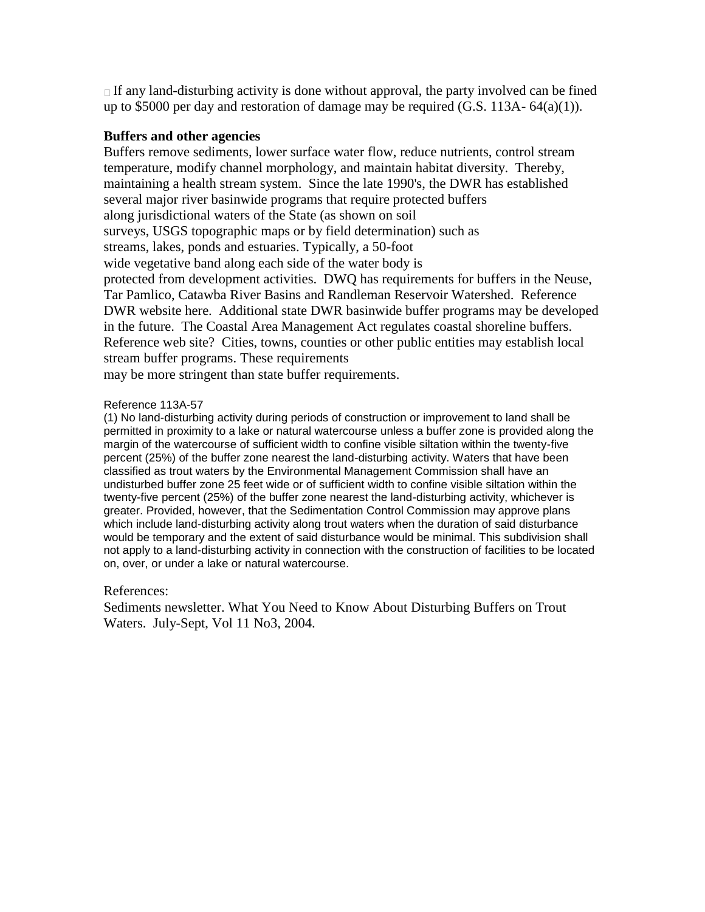- If any land-disturbing activity is done without approval, the party involved can be fined up to $5000 per day and restoration of damage may be required (G.S. 113A- 64(a)(1)).

**Buffers and other agencies**

Buffers remove sediments, lower surface water flow, reduce nutrients, control stream temperature, modify channel morphology, and maintain habitat diversity. Thereby, maintaining a health stream system. Since the late 1990's, the DWR has established several major river basinwide programs that require protected buffers along jurisdictional waters of the State (as shown on soil surveys, USGS topographic maps or by field determination) such as streams, lakes, ponds and estuaries. Typically, a 50-foot wide vegetative band along each side of the water body is protected from development activities. DWQ has requirements for buffers in the Neuse, Tar Pamlico, Catawba River Basins and Randleman Reservoir Watershed. Reference DWR website here. Additional state DWR basinwide buffer programs may be developed in the future. The Coastal Area Management Act regulates coastal shoreline buffers. Reference web site? Cities, towns, counties or other public entities may establish local stream buffer programs. These requirements may be more stringent than state buffer requirements.

Reference 113A-57

(1) No land-disturbing activity during periods of construction or improvement to land shall be permitted in proximity to a lake or natural watercourse unless a buffer zone is provided along the margin of the watercourse of sufficient width to confine visible siltation within the twenty-five percent (25%) of the buffer zone nearest the land-disturbing activity. Waters that have been classified as trout waters by the Environmental Management Commission shall have an undisturbed buffer zone 25 feet wide or of sufficient width to confine visible siltation within the twenty-five percent (25%) of the buffer zone nearest the land-disturbing activity, whichever is greater. Provided, however, that the Sedimentation Control Commission may approve plans which include land-disturbing activity along trout waters when the duration of said disturbance would be temporary and the extent of said disturbance would be minimal. This subdivision shall not apply to a land-disturbing activity in connection with the construction of facilities to be located on, over, or under a lake or natural watercourse.

References:

Sediments newsletter. What You Need to Know About Disturbing Buffers on Trout Waters. July-Sept, Vol 11 No3, 2004.